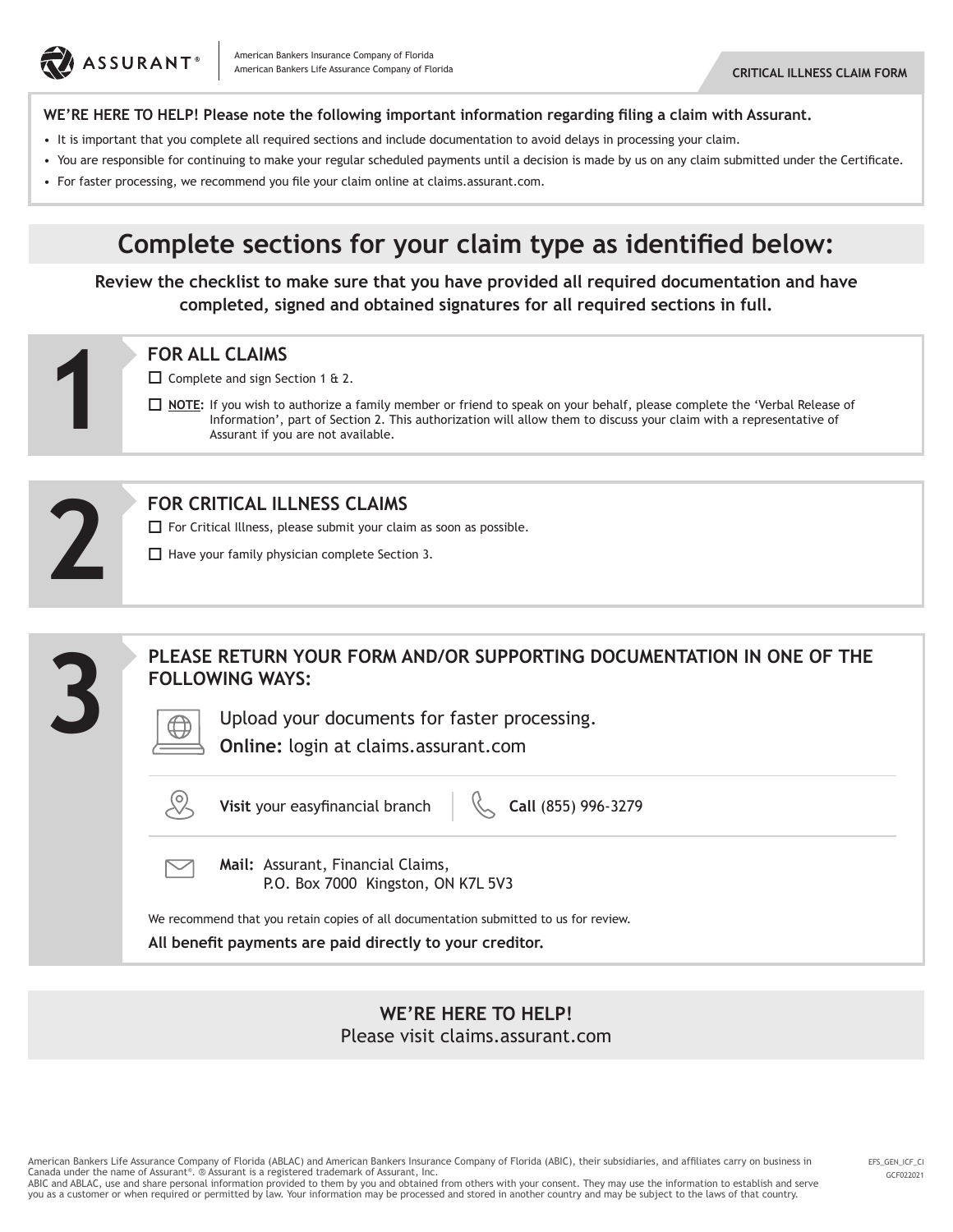ASSURANT®

American Bankers Insurance Company of Florida
American Bankers Life Assurance Company of Florida

**CRITICAL ILLNESS CLAIM FORM**

**WE'RE HERE TO HELP! Please note the following important information regarding filing a claim with Assurant.**

- It is important that you complete all required sections and include documentation to avoid delays in processing your claim.
- You are responsible for continuing to make your regular scheduled payments until a decision is made by us on any claim submitted under the Certificate.
- For faster processing, we recommend you file your claim online at claims.assurant.com.

# Complete sections for your claim type as identified below:

**Review the checklist to make sure that you have provided all required documentation and have completed, signed and obtained signatures for all required sections in full.**

## 1 FOR ALL CLAIMS

- ☐ Complete and sign Section 1 & 2.
- ☐ **NOTE:** If you wish to authorize a family member or friend to speak on your behalf, please complete the 'Verbal Release of Information', part of Section 2. This authorization will allow them to discuss your claim with a representative of Assurant if you are not available.

## 2 FOR CRITICAL ILLNESS CLAIMS

- ☐ For Critical Illness, please submit your claim as soon as possible.
- ☐ Have your family physician complete Section 3.

## 3 PLEASE RETURN YOUR FORM AND/OR SUPPORTING DOCUMENTATION IN ONE OF THE FOLLOWING WAYS:

Upload your documents for faster processing.
**Online:** login at claims.assurant.com

**Visit** your easyfinancial branch

**Call** (855) 996-3279

**Mail:** Assurant, Financial Claims,
P.O. Box 7000 Kingston, ON K7L 5V3

We recommend that you retain copies of all documentation submitted to us for review.

**All benefit payments are paid directly to your creditor.**

**WE'RE HERE TO HELP!**
Please visit claims.assurant.com

American Bankers Life Assurance Company of Florida (ABLAC) and American Bankers Insurance Company of Florida (ABIC), their subsidiaries, and affiliates carry on business in Canada under the name of Assurant®. ® Assurant is a registered trademark of Assurant, Inc.
ABIC and ABLAC, use and share personal information provided to them by you and obtained from others with your consent. They may use the information to establish and serve you as a customer or when required or permitted by law. Your information may be processed and stored in another country and may be subject to the laws of that country.

EFS_GEN_ICF_CI
GCF022021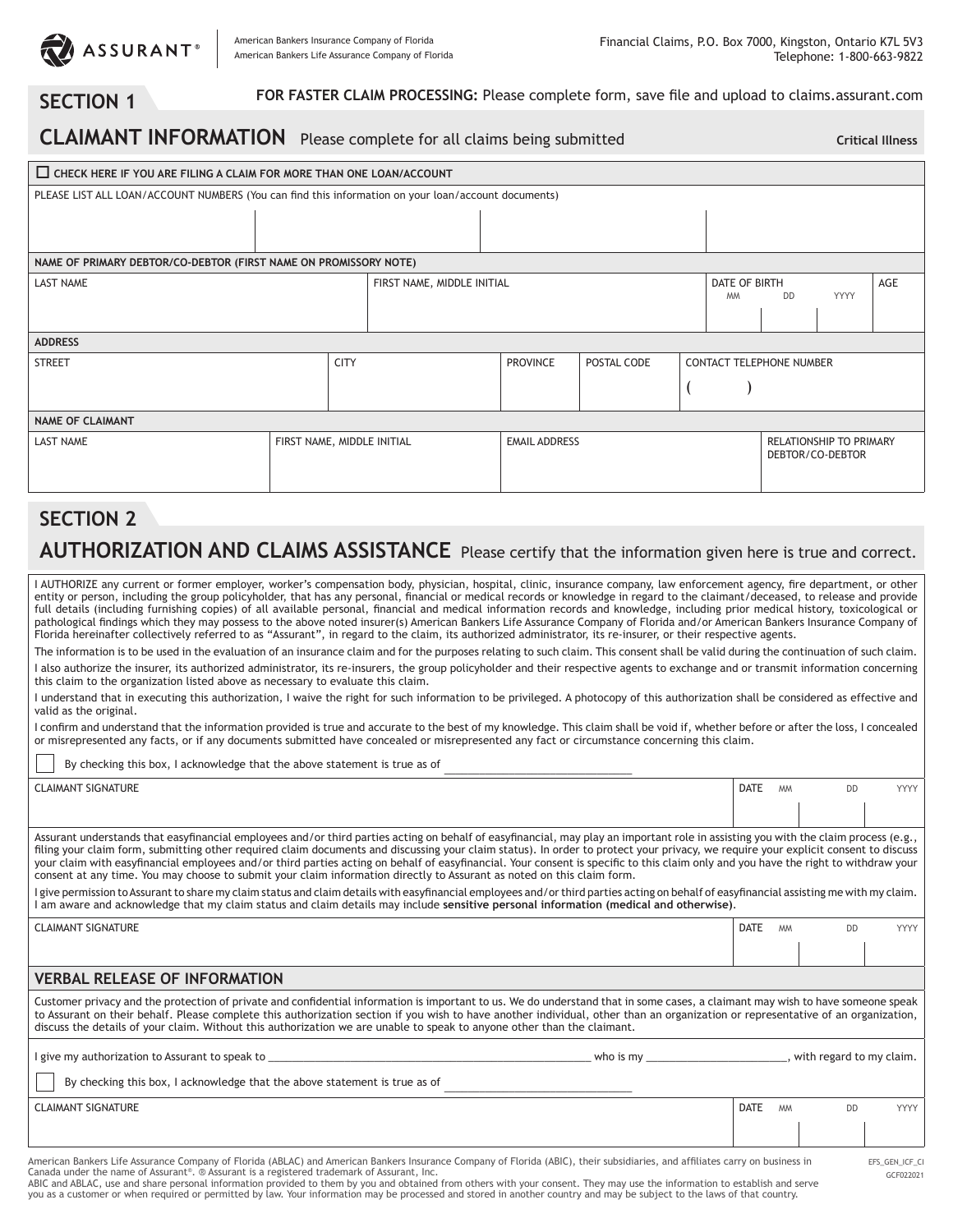ASSURANT®

American Bankers Insurance Company of Florida
American Bankers Life Assurance Company of Florida

Financial Claims, P.O. Box 7000, Kingston, Ontario K7L 5V3
Telephone: 1-800-663-9822

## SECTION 1

**FOR FASTER CLAIM PROCESSING:** Please complete form, save file and upload to claims.assurant.com

## CLAIMANT INFORMATION Please complete for all claims being submitted

**Critical Illness**

☐ **CHECK HERE IF YOU ARE FILING A CLAIM FOR MORE THAN ONE LOAN/ACCOUNT**

PLEASE LIST ALL LOAN/ACCOUNT NUMBERS (You can find this information on your loan/account documents)

| | | | |
|---|---|---|---|
| | | | |

**NAME OF PRIMARY DEBTOR/CO-DEBTOR (FIRST NAME ON PROMISSORY NOTE)**

| LAST NAME | FIRST NAME, MIDDLE INITIAL | DATE OF BIRTH MM DD YYYY | AGE |
|---|---|---|---|
| | | | |

**ADDRESS**

| STREET | CITY | PROVINCE | POSTAL CODE | CONTACT TELEPHONE NUMBER |
|---|---|---|---|---|
| | | | | ( ) |

**NAME OF CLAIMANT**

| LAST NAME | FIRST NAME, MIDDLE INITIAL | EMAIL ADDRESS | RELATIONSHIP TO PRIMARY DEBTOR/CO-DEBTOR |
|---|---|---|---|
| | | | |

## SECTION 2

## AUTHORIZATION AND CLAIMS ASSISTANCE Please certify that the information given here is true and correct.

I AUTHORIZE any current or former employer, worker's compensation body, physician, hospital, clinic, insurance company, law enforcement agency, fire department, or other entity or person, including the group policyholder, that has any personal, financial or medical records or knowledge in regard to the claimant/deceased, to release and provide full details (including furnishing copies) of all available personal, financial and medical information records and knowledge, including prior medical history, toxicological or pathological findings which they may possess to the above noted insurer(s) American Bankers Life Assurance Company of Florida and/or American Bankers Insurance Company of Florida hereinafter collectively referred to as "Assurant", in regard to the claim, its authorized administrator, its re-insurer, or their respective agents.

The information is to be used in the evaluation of an insurance claim and for the purposes relating to such claim. This consent shall be valid during the continuation of such claim.

I also authorize the insurer, its authorized administrator, its re-insurers, the group policyholder and their respective agents to exchange and or transmit information concerning this claim to the organization listed above as necessary to evaluate this claim.

I understand that in executing this authorization, I waive the right for such information to be privileged. A photocopy of this authorization shall be considered as effective and valid as the original.

I confirm and understand that the information provided is true and accurate to the best of my knowledge. This claim shall be void if, whether before or after the loss, I concealed or misrepresented any facts, or if any documents submitted have concealed or misrepresented any fact or circumstance concerning this claim.

☐ By checking this box, I acknowledge that the above statement is true as of ______________________________

| CLAIMANT SIGNATURE | DATE MM DD YYYY |
|---|---|
| | |

Assurant understands that easyfinancial employees and/or third parties acting on behalf of easyfinancial, may play an important role in assisting you with the claim process (e.g., filing your claim form, submitting other required claim documents and discussing your claim status). In order to protect your privacy, we require your explicit consent to discuss your claim with easyfinancial employees and/or third parties acting on behalf of easyfinancial. Your consent is specific to this claim only and you have the right to withdraw your consent at any time. You may choose to submit your claim information directly to Assurant as noted on this claim form.

I give permission to Assurant to share my claim status and claim details with easyfinancial employees and/or third parties acting on behalf of easyfinancial assisting me with my claim. I am aware and acknowledge that my claim status and claim details may include **sensitive personal information (medical and otherwise)**.

| CLAIMANT SIGNATURE | DATE MM DD YYYY |
|---|---|
| | |

### VERBAL RELEASE OF INFORMATION

Customer privacy and the protection of private and confidential information is important to us. We do understand that in some cases, a claimant may wish to have someone speak to Assurant on their behalf. Please complete this authorization section if you wish to have another individual, other than an organization or representative of an organization, discuss the details of your claim. Without this authorization we are unable to speak to anyone other than the claimant.

I give my authorization to Assurant to speak to ____________________________________________ who is my ________________________, with regard to my claim.

☐ By checking this box, I acknowledge that the above statement is true as of ______________________________

| CLAIMANT SIGNATURE | DATE MM DD YYYY |
|---|---|
| | |

American Bankers Life Assurance Company of Florida (ABLAC) and American Bankers Insurance Company of Florida (ABIC), their subsidiaries, and affiliates carry on business in Canada under the name of Assurant®. ® Assurant is a registered trademark of Assurant, Inc.
ABIC and ABLAC, use and share personal information provided to them by you and obtained from others with your consent. They may use the information to establish and serve you as a customer or when required or permitted by law. Your information may be processed and stored in another country and may be subject to the laws of that country.

EFS_GEN_ICF_CI
GCF022021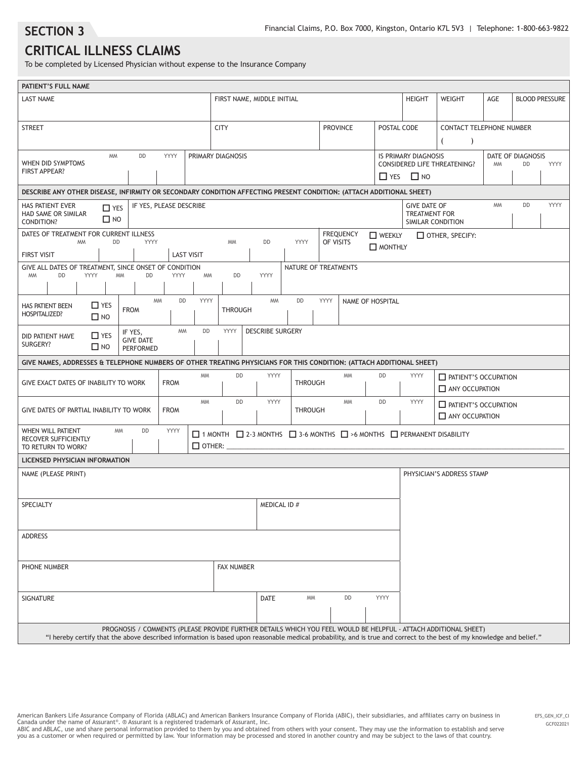Financial Claims, P.O. Box 7000, Kingston, Ontario K7L 5V3 | Telephone: 1-800-663-9822

# SECTION 3

## CRITICAL ILLNESS CLAIMS

To be completed by Licensed Physician without expense to the Insurance Company

**PATIENT'S FULL NAME**

| LAST NAME | FIRST NAME, MIDDLE INITIAL | HEIGHT | WEIGHT | AGE | BLOOD PRESSURE |
|---|---|---|---|---|---|
| | | | | | |

| STREET | CITY | PROVINCE | POSTAL CODE | CONTACT TELEPHONE NUMBER |
|---|---|---|---|---|
| | | | | ( ) |

| WHEN DID SYMPTOMS FIRST APPEAR? (MM DD YYYY) | PRIMARY DIAGNOSIS | IS PRIMARY DIAGNOSIS CONSIDERED LIFE THREATENING? | DATE OF DIAGNOSIS (MM DD YYYY) |
|---|---|---|---|
| | | ☐ YES ☐ NO | |

**DESCRIBE ANY OTHER DISEASE, INFIRMITY OR SECONDARY CONDITION AFFECTING PRESENT CONDITION: (ATTACH ADDITIONAL SHEET)**

| HAS PATIENT EVER HAD SAME OR SIMILAR CONDITION? | IF YES, PLEASE DESCRIBE | GIVE DATE OF TREATMENT FOR SIMILAR CONDITION (MM DD YYYY) |
|---|---|---|
| ☐ YES ☐ NO | | |

| DATES OF TREATMENT FOR CURRENT ILLNESS | | FREQUENCY OF VISITS |
|---|---|---|
| FIRST VISIT (MM DD YYYY) | LAST VISIT (MM DD YYYY) | ☐ WEEKLY ☐ MONTHLY ☐ OTHER, SPECIFY: |

| GIVE ALL DATES OF TREATMENT, SINCE ONSET OF CONDITION (MM DD YYYY) | (MM DD YYYY) | (MM DD YYYY) | NATURE OF TREATMENTS |
|---|---|---|---|
| | | | |

| HAS PATIENT BEEN HOSPITALIZED? | FROM (MM DD YYYY) | THROUGH (MM DD YYYY) | NAME OF HOSPITAL |
|---|---|---|---|
| ☐ YES ☐ NO | | | |

| DID PATIENT HAVE SURGERY? | IF YES, GIVE DATE PERFORMED (MM DD YYYY) | DESCRIBE SURGERY |
|---|---|---|
| ☐ YES ☐ NO | | |

**GIVE NAMES, ADDRESSES & TELEPHONE NUMBERS OF OTHER TREATING PHYSICIANS FOR THIS CONDITION: (ATTACH ADDITIONAL SHEET)**

| | FROM (MM DD YYYY) | THROUGH (MM DD YYYY) | |
|---|---|---|---|
| GIVE EXACT DATES OF INABILITY TO WORK | | | ☐ PATIENT'S OCCUPATION ☐ ANY OCCUPATION |
| GIVE DATES OF PARTIAL INABILITY TO WORK | | | ☐ PATIENT'S OCCUPATION ☐ ANY OCCUPATION |

| WHEN WILL PATIENT RECOVER SUFFICIENTLY TO RETURN TO WORK? (MM DD YYYY) | |
|---|---|
| | ☐ 1 MONTH ☐ 2-3 MONTHS ☐ 3-6 MONTHS ☐ >6 MONTHS ☐ PERMANENT DISABILITY ☐ OTHER: ____________ |

**LICENSED PHYSICIAN INFORMATION**

| NAME (PLEASE PRINT) | | PHYSICIAN'S ADDRESS STAMP |
|---|---|---|
| SPECIALTY | MEDICAL ID # | |
| ADDRESS | | |
| PHONE NUMBER | FAX NUMBER | |
| SIGNATURE | DATE (MM DD YYYY) | |

PROGNOSIS / COMMENTS (PLEASE PROVIDE FURTHER DETAILS WHICH YOU FEEL WOULD BE HELPFUL - ATTACH ADDITIONAL SHEET)

"I hereby certify that the above described information is based upon reasonable medical probability, and is true and correct to the best of my knowledge and belief."

American Bankers Life Assurance Company of Florida (ABLAC) and American Bankers Insurance Company of Florida (ABIC), their subsidiaries, and affiliates carry on business in Canada under the name of Assurant®. ® Assurant is a registered trademark of Assurant, Inc.
ABIC and ABLAC, use and share personal information provided to them by you and obtained from others with your consent. They may use the information to establish and serve you as a customer or when required or permitted by law. Your information may be processed and stored in another country and may be subject to the laws of that country.

EFS_GEN_ICF_CI
GCF022021